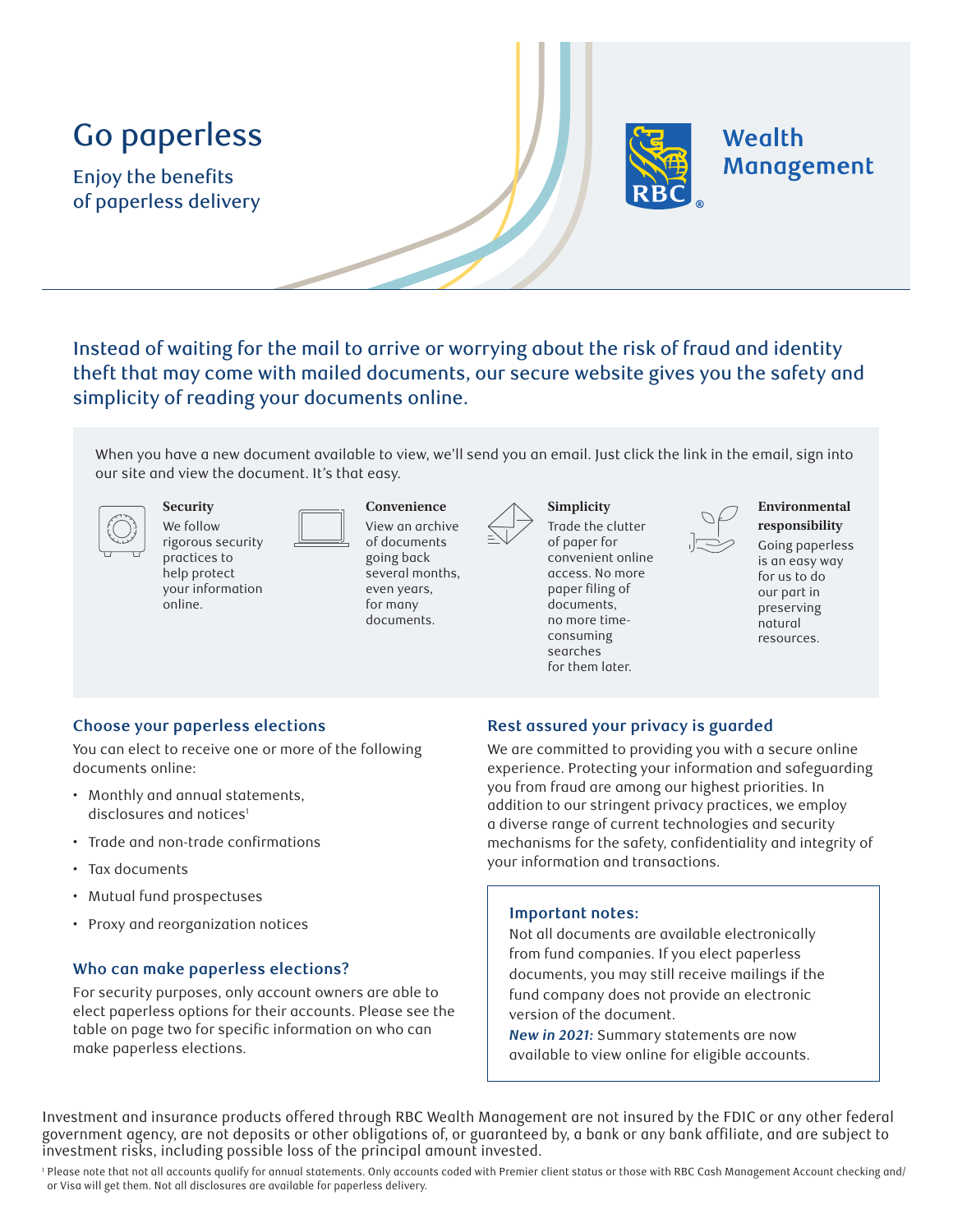# Go paperless

Enjoy the benefits of paperless delivery

Wealth Management

Instead of waiting for the mail to arrive or worrying about the risk of fraud and identity theft that may come with mailed documents, our secure website gives you the safety and simplicity of reading your documents online.

When you have a new document available to view, we'll send you an email. Just click the link in the email, sign into our site and view the document. It's that easy.

**Security**
We follow rigorous security practices to help protect your information online.

**Convenience**
View an archive of documents going back several months, even years, for many documents.

**Simplicity**
Trade the clutter of paper for convenient online access. No more paper filing of documents, no more time-consuming searches for them later.

**Environmental responsibility**
Going paperless is an easy way for us to do our part in preserving natural resources.

## Choose your paperless elections

You can elect to receive one or more of the following documents online:

- Monthly and annual statements, disclosures and notices[1]
- Trade and non-trade confirmations
- Tax documents
- Mutual fund prospectuses
- Proxy and reorganization notices

## Who can make paperless elections?

For security purposes, only account owners are able to elect paperless options for their accounts. Please see the table on page two for specific information on who can make paperless elections.

## Rest assured your privacy is guarded

We are committed to providing you with a secure online experience. Protecting your information and safeguarding you from fraud are among our highest priorities. In addition to our stringent privacy practices, we employ a diverse range of current technologies and security mechanisms for the safety, confidentiality and integrity of your information and transactions.

**Important notes:**

Not all documents are available electronically from fund companies. If you elect paperless documents, you may still receive mailings if the fund company does not provide an electronic version of the document.

***New in 2021:*** Summary statements are now available to view online for eligible accounts.

Investment and insurance products offered through RBC Wealth Management are not insured by the FDIC or any other federal government agency, are not deposits or other obligations of, or guaranteed by, a bank or any bank affiliate, and are subject to investment risks, including possible loss of the principal amount invested.

[1] Please note that not all accounts qualify for annual statements. Only accounts coded with Premier client status or those with RBC Cash Management Account checking and/or Visa will get them. Not all disclosures are available for paperless delivery.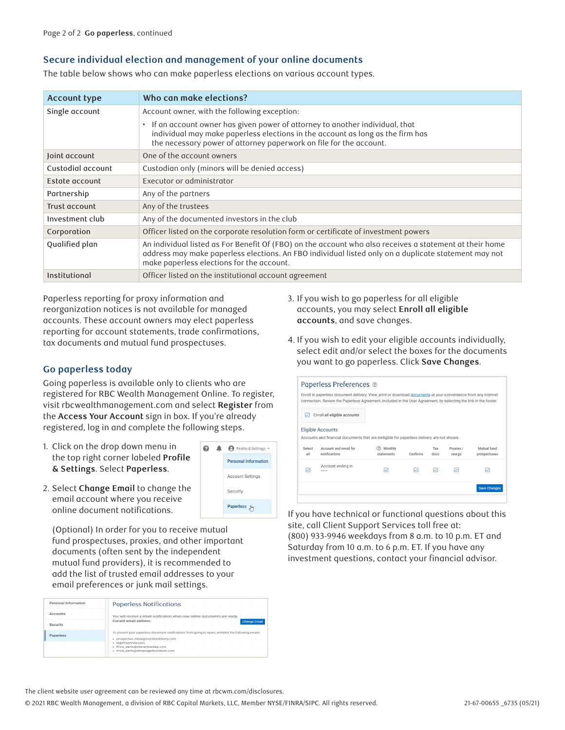## Secure individual election and management of your online documents

The table below shows who can make paperless elections on various account types.

| Account type | Who can make elections? |
|---|---|
| Single account | Account owner, with the following exception:<br>• If an account owner has given power of attorney to another individual, that individual may make paperless elections in the account as long as the firm has the necessary power of attorney paperwork on file for the account. |
| Joint account | One of the account owners |
| Custodial account | Custodian only (minors will be denied access) |
| Estate account | Executor or administrator |
| Partnership | Any of the partners |
| Trust account | Any of the trustees |
| Investment club | Any of the documented investors in the club |
| Corporation | Officer listed on the corporate resolution form or certificate of investment powers |
| Qualified plan | An individual listed as For Benefit Of (FBO) on the account who also receives a statement at their home address may make paperless elections. An FBO individual listed only on a duplicate statement may not make paperless elections for the account. |
| Institutional | Officer listed on the institutional account agreement |

Paperless reporting for proxy information and reorganization notices is not available for managed accounts. These account owners may elect paperless reporting for account statements, trade confirmations, tax documents and mutual fund prospectuses.

## Go paperless today

Going paperless is available only to clients who are registered for RBC Wealth Management Online. To register, visit rbcwealthmanagement.com and select **Register** from the **Access Your Account** sign in box. If you're already registered, log in and complete the following steps.

1. Click on the drop down menu in the top right corner labeled **Profile & Settings**. Select **Paperless**.

   Profile & Settings
   Personal Information
   Account Settings
   Security
   Paperless

2. Select **Change Email** to change the email account where you receive online document notifications.

   (Optional) In order for you to receive mutual fund prospectuses, proxies, and other important documents (often sent by the independent mutual fund providers), it is recommended to add the list of trusted email addresses to your email preferences or junk mail settings.

   Personal Information
   Accounts
   Security
   Paperless

   Paperless Notifications
   You will receive a email notification when new online documents are ready.
   Current email address:
   Change Email
   To prevent your paperless document notifications from going to spam, whitelist the following emails:
   - prospectus_mbox@investordelivery.com
   - id@ProxyVote.com
   - Price_alerts@interactivedata.com
   - Price_alerts@idmanagedsolutions.com

3. If you wish to go paperless for all eligible accounts, you may select **Enroll all eligible accounts**, and save changes.

4. If you wish to edit your eligible accounts individually, select edit and/or select the boxes for the documents you want to go paperless. Click **Save Changes**.

   Paperless Preferences
   Enroll in paperless document delivery. View, print or download documents at your convenience from any internet connection. Review the Paperless Agreement, included in the User Agreement, by selecting the link in the footer.
   Enroll all eligible accounts
   Eligible Accounts
   Accounts and financial documents that are ineligible for paperless delivery are not shown.
   Select all | Account and email for notifications | Monthly statements | Confirms | Tax docs | Proxies / reorgs | Mutual fund prospectuses
   Account ending in
   Save Changes

If you have technical or functional questions about this site, call Client Support Services toll free at: (800) 933-9946 weekdays from 8 a.m. to 10 p.m. ET and Saturday from 10 a.m. to 6 p.m. ET. If you have any investment questions, contact your financial advisor.

The client website user agreement can be reviewed any time at rbcwm.com/disclosures.

© 2021 RBC Wealth Management, a division of RBC Capital Markets, LLC, Member NYSE/FINRA/SIPC. All rights reserved.

21-67-00655 _6735 (05/21)